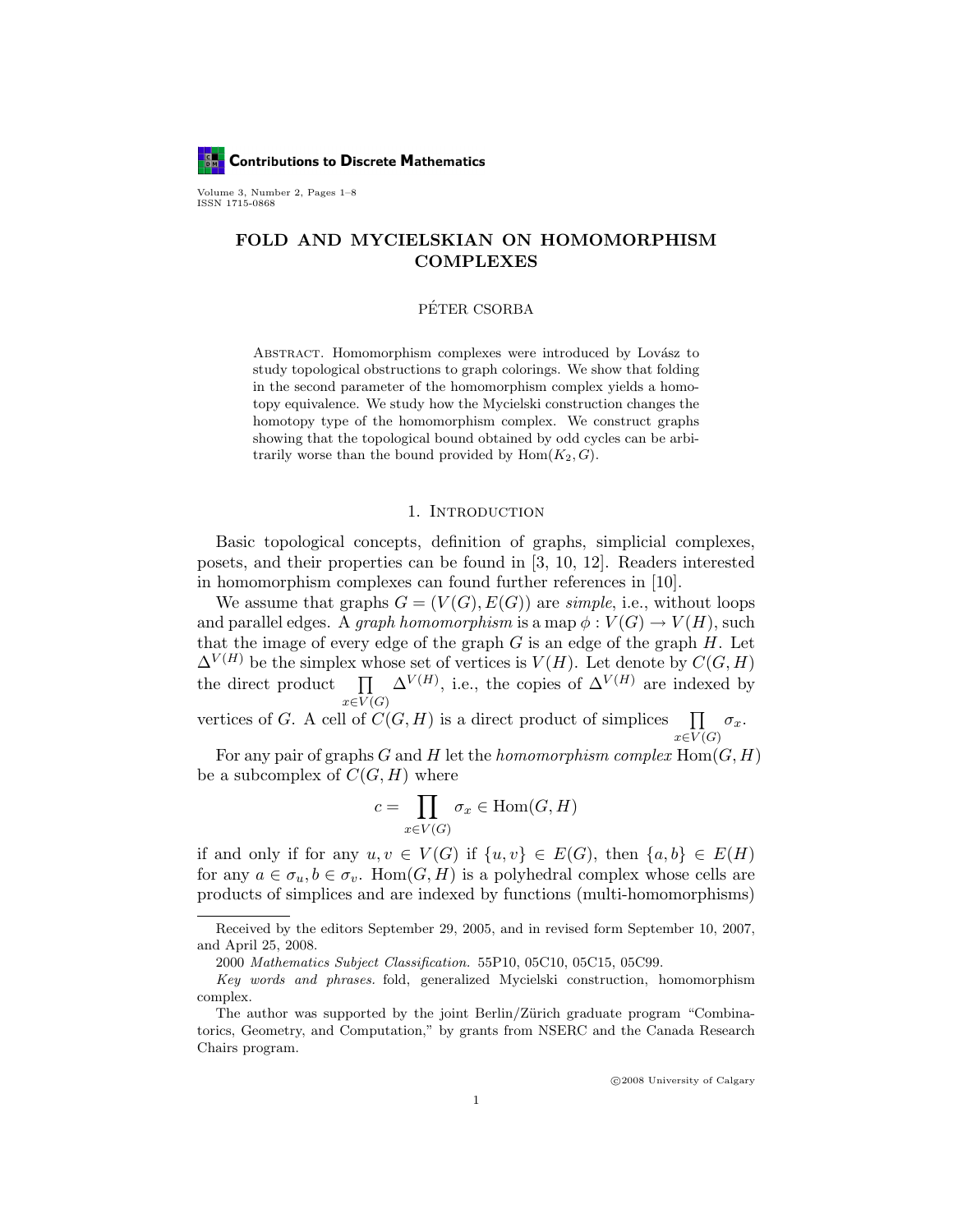# FOLD AND MYCIELSKIAN ON HOMOMORPHISM COMPLEXES

PÉTER CSORBA

Abstract. Homomorphism complexes were introduced by Lovász to study topological obstructions to graph colorings. We show that folding in the second parameter of the homomorphism complex yields a homotopy equivalence. We study how the Mycielski construction changes the homotopy type of the homomorphism complex. We construct graphs showing that the topological bound obtained by odd cycles can be arbitrarily worse than the bound provided by $\mathrm{Hom}(K_2, G)$.

## 1. Introduction

Basic topological concepts, definition of graphs, simplicial complexes, posets, and their properties can be found in [3, 10, 12]. Readers interested in homomorphism complexes can found further references in [10].

We assume that graphs $G = (V(G), E(G))$ are *simple*, i.e., without loops and parallel edges. A *graph homomorphism* is a map $\phi : V(G) \to V(H)$, such that the image of every edge of the graph $G$ is an edge of the graph $H$. Let $\Delta^{V(H)}$ be the simplex whose set of vertices is $V(H)$. Let denote by $C(G, H)$ the direct product $\prod_{x \in V(G)} \Delta^{V(H)}$, i.e., the copies of $\Delta^{V(H)}$ are indexed by vertices of $G$. A cell of $C(G, H)$ is a direct product of simplices $\prod_{x \in V(G)} \sigma_x$.

For any pair of graphs $G$ and $H$ let the *homomorphism complex* $\mathrm{Hom}(G, H)$ be a subcomplex of $C(G, H)$ where

$$c = \prod_{x \in V(G)} \sigma_x \in \mathrm{Hom}(G, H)$$

if and only if for any $u, v \in V(G)$ if $\{u, v\} \in E(G)$, then $\{a, b\} \in E(H)$ for any $a \in \sigma_u, b \in \sigma_v$. $\mathrm{Hom}(G, H)$ is a polyhedral complex whose cells are products of simplices and are indexed by functions (multi-homomorphisms)

---

Received by the editors September 29, 2005, and in revised form September 10, 2007, and April 25, 2008.

2000 *Mathematics Subject Classification.* 55P10, 05C10, 05C15, 05C99.

*Key words and phrases.* fold, generalized Mycielski construction, homomorphism complex.

The author was supported by the joint Berlin/Zürich graduate program "Combinatorics, Geometry, and Computation," by grants from NSERC and the Canada Research Chairs program.

©2008 University of Calgary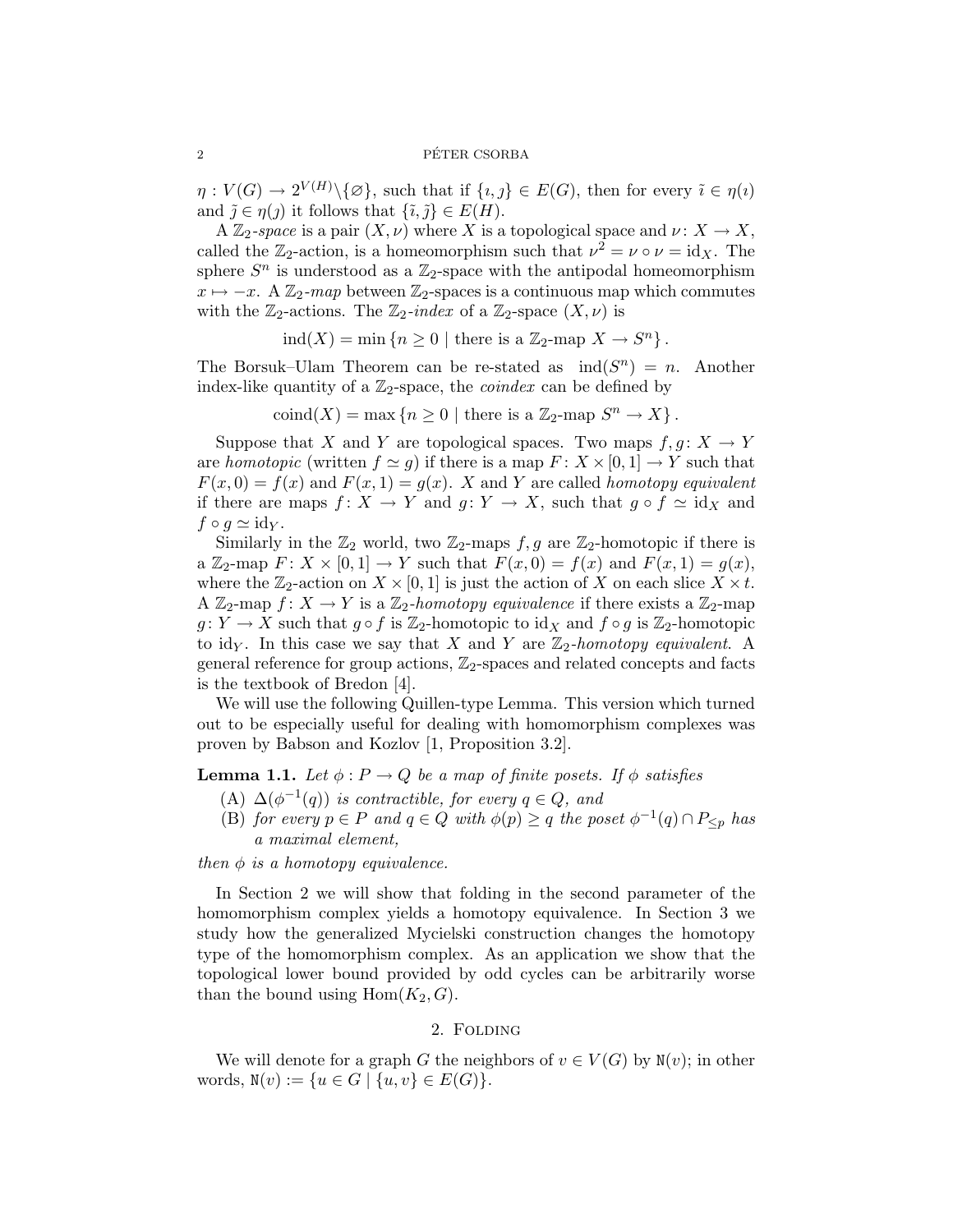$\eta : V(G) \to 2^{V(H)} \setminus \{\varnothing\}$, such that if $\{\imath, \jmath\} \in E(G)$, then for every $\tilde{\imath} \in \eta(\imath)$ and $\tilde{\jmath} \in \eta(\jmath)$ it follows that $\{\tilde{\imath}, \tilde{\jmath}\} \in E(H)$.

A $\mathbb{Z}_2$*-space* is a pair $(X, \nu)$ where $X$ is a topological space and $\nu\colon X \to X$, called the $\mathbb{Z}_2$-action, is a homeomorphism such that $\nu^2 = \nu \circ \nu = \mathrm{id}_X$. The sphere $S^n$ is understood as a $\mathbb{Z}_2$-space with the antipodal homeomorphism $x \mapsto -x$. A $\mathbb{Z}_2$*-map* between $\mathbb{Z}_2$-spaces is a continuous map which commutes with the $\mathbb{Z}_2$-actions. The $\mathbb{Z}_2$*-index* of a $\mathbb{Z}_2$-space $(X, \nu)$ is

$$\mathrm{ind}(X) = \min\{n \geq 0 \mid \text{there is a } \mathbb{Z}_2\text{-map } X \to S^n\}.$$

The Borsuk–Ulam Theorem can be re-stated as $\mathrm{ind}(S^n) = n$. Another index-like quantity of a $\mathbb{Z}_2$-space, the *coindex* can be defined by

$$\mathrm{coind}(X) = \max\{n \geq 0 \mid \text{there is a } \mathbb{Z}_2\text{-map } S^n \to X\}.$$

Suppose that $X$ and $Y$ are topological spaces. Two maps $f, g\colon X \to Y$ are *homotopic* (written $f \simeq g$) if there is a map $F\colon X \times [0,1] \to Y$ such that $F(x, 0) = f(x)$ and $F(x, 1) = g(x)$. $X$ and $Y$ are called *homotopy equivalent* if there are maps $f\colon X \to Y$ and $g\colon Y \to X$, such that $g \circ f \simeq \mathrm{id}_X$ and $f \circ g \simeq \mathrm{id}_Y$.

Similarly in the $\mathbb{Z}_2$ world, two $\mathbb{Z}_2$-maps $f, g$ are $\mathbb{Z}_2$-homotopic if there is a $\mathbb{Z}_2$-map $F\colon X \times [0,1] \to Y$ such that $F(x, 0) = f(x)$ and $F(x, 1) = g(x)$, where the $\mathbb{Z}_2$-action on $X \times [0,1]$ is just the action of $X$ on each slice $X \times t$. A $\mathbb{Z}_2$-map $f\colon X \to Y$ is a $\mathbb{Z}_2$*-homotopy equivalence* if there exists a $\mathbb{Z}_2$-map $g\colon Y \to X$ such that $g \circ f$ is $\mathbb{Z}_2$-homotopic to $\mathrm{id}_X$ and $f \circ g$ is $\mathbb{Z}_2$-homotopic to $\mathrm{id}_Y$. In this case we say that $X$ and $Y$ are $\mathbb{Z}_2$*-homotopy equivalent*. A general reference for group actions, $\mathbb{Z}_2$-spaces and related concepts and facts is the textbook of Bredon [4].

We will use the following Quillen-type Lemma. This version which turned out to be especially useful for dealing with homomorphism complexes was proven by Babson and Kozlov [1, Proposition 3.2].

**Lemma 1.1.** *Let $\phi : P \to Q$ be a map of finite posets. If $\phi$ satisfies*

(A) *$\Delta(\phi^{-1}(q))$ is contractible, for every $q \in Q$, and*

(B) *for every $p \in P$ and $q \in Q$ with $\phi(p) \geq q$ the poset $\phi^{-1}(q) \cap P_{\leq p}$ has a maximal element,*

*then $\phi$ is a homotopy equivalence.*

In Section 2 we will show that folding in the second parameter of the homomorphism complex yields a homotopy equivalence. In Section 3 we study how the generalized Mycielski construction changes the homotopy type of the homomorphism complex. As an application we show that the topological lower bound provided by odd cycles can be arbitrarily worse than the bound using $\mathrm{Hom}(K_2, G)$.

## 2. Folding

We will denote for a graph $G$ the neighbors of $v \in V(G)$ by $\mathtt{N}(v)$; in other words, $\mathtt{N}(v) := \{u \in G \mid \{u, v\} \in E(G)\}$.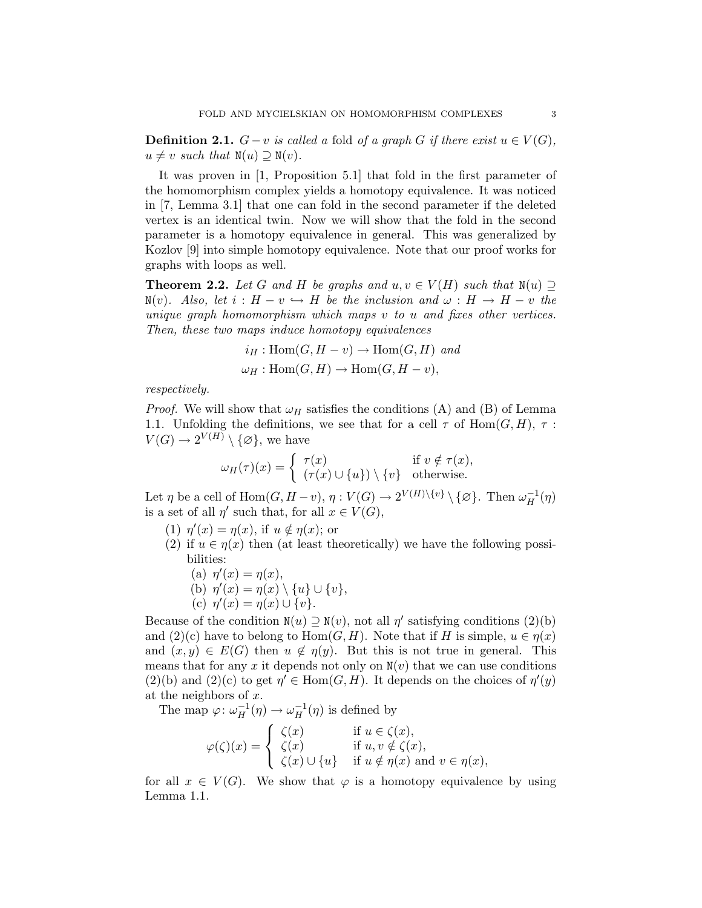**Definition 2.1.** *$G - v$ is called a* fold *of a graph $G$ if there exist $u \in V(G)$, $u \neq v$ such that $\mathtt{N}(u) \supseteq \mathtt{N}(v)$.*

It was proven in [1, Proposition 5.1] that fold in the first parameter of the homomorphism complex yields a homotopy equivalence. It was noticed in [7, Lemma 3.1] that one can fold in the second parameter if the deleted vertex is an identical twin. Now we will show that the fold in the second parameter is a homotopy equivalence in general. This was generalized by Kozlov [9] into simple homotopy equivalence. Note that our proof works for graphs with loops as well.

**Theorem 2.2.** *Let $G$ and $H$ be graphs and $u, v \in V(H)$ such that $\mathtt{N}(u) \supseteq \mathtt{N}(v)$. Also, let $i : H - v \hookrightarrow H$ be the inclusion and $\omega : H \to H - v$ the unique graph homomorphism which maps $v$ to $u$ and fixes other vertices. Then, these two maps induce homotopy equivalences*

$$i_H : \mathrm{Hom}(G, H - v) \to \mathrm{Hom}(G, H) \text{ and}$$
$$\omega_H : \mathrm{Hom}(G, H) \to \mathrm{Hom}(G, H - v),$$

*respectively.*

*Proof.* We will show that $\omega_H$ satisfies the conditions (A) and (B) of Lemma 1.1. Unfolding the definitions, we see that for a cell $\tau$ of $\mathrm{Hom}(G, H)$, $\tau : V(G) \to 2^{V(H)} \setminus \{\varnothing\}$, we have

$$\omega_H(\tau)(x) = \begin{cases} \tau(x) & \text{if } v \notin \tau(x), \\ (\tau(x) \cup \{u\}) \setminus \{v\} & \text{otherwise.} \end{cases}$$

Let $\eta$ be a cell of $\mathrm{Hom}(G, H - v)$, $\eta : V(G) \to 2^{V(H) \setminus \{v\}} \setminus \{\varnothing\}$. Then $\omega_H^{-1}(\eta)$ is a set of all $\eta'$ such that, for all $x \in V(G)$,

(1) $\eta'(x) = \eta(x)$, if $u \notin \eta(x)$; or
(2) if $u \in \eta(x)$ then (at least theoretically) we have the following possibilities:
  (a) $\eta'(x) = \eta(x)$,
  (b) $\eta'(x) = \eta(x) \setminus \{u\} \cup \{v\}$,
  (c) $\eta'(x) = \eta(x) \cup \{v\}$.

Because of the condition $\mathtt{N}(u) \supseteq \mathtt{N}(v)$, not all $\eta'$ satisfying conditions (2)(b) and (2)(c) have to belong to $\mathrm{Hom}(G, H)$. Note that if $H$ is simple, $u \in \eta(x)$ and $(x, y) \in E(G)$ then $u \notin \eta(y)$. But this is not true in general. This means that for any $x$ it depends not only on $\mathtt{N}(v)$ that we can use conditions (2)(b) and (2)(c) to get $\eta' \in \mathrm{Hom}(G, H)$. It depends on the choices of $\eta'(y)$ at the neighbors of $x$.

The map $\varphi \colon \omega_H^{-1}(\eta) \to \omega_H^{-1}(\eta)$ is defined by

$$\varphi(\zeta)(x) = \begin{cases} \zeta(x) & \text{if } u \in \zeta(x), \\ \zeta(x) & \text{if } u, v \notin \zeta(x), \\ \zeta(x) \cup \{u\} & \text{if } u \notin \eta(x) \text{ and } v \in \eta(x), \end{cases}$$

for all $x \in V(G)$. We show that $\varphi$ is a homotopy equivalence by using Lemma 1.1.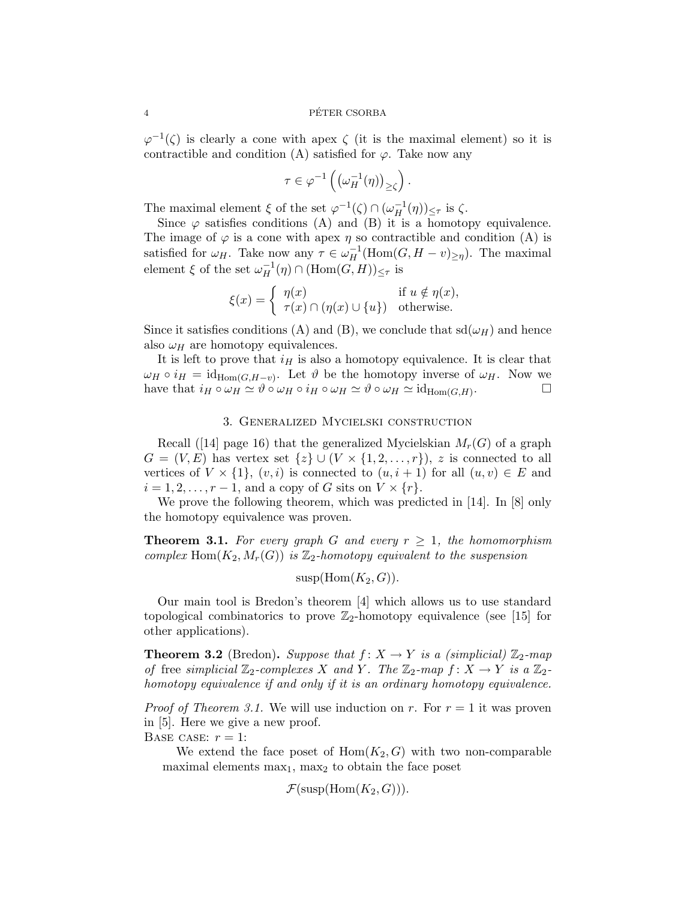$\varphi^{-1}(\zeta)$ is clearly a cone with apex $\zeta$ (it is the maximal element) so it is contractible and condition (A) satisfied for $\varphi$. Take now any

$$\tau \in \varphi^{-1}\left(\left(\omega_H^{-1}(\eta)\right)_{\geq \zeta}\right).$$

The maximal element $\xi$ of the set $\varphi^{-1}(\zeta) \cap (\omega_H^{-1}(\eta))_{\leq \tau}$ is $\zeta$.

Since $\varphi$ satisfies conditions (A) and (B) it is a homotopy equivalence. The image of $\varphi$ is a cone with apex $\eta$ so contractible and condition (A) is satisfied for $\omega_H$. Take now any $\tau \in \omega_H^{-1}(\mathrm{Hom}(G, H - v)_{\geq \eta})$. The maximal element $\xi$ of the set $\omega_H^{-1}(\eta) \cap (\mathrm{Hom}(G, H))_{\leq \tau}$ is

$$\xi(x) = \begin{cases} \eta(x) & \text{if } u \notin \eta(x), \\ \tau(x) \cap (\eta(x) \cup \{u\}) & \text{otherwise.} \end{cases}$$

Since it satisfies conditions (A) and (B), we conclude that $\mathrm{sd}(\omega_H)$ and hence also $\omega_H$ are homotopy equivalences.

It is left to prove that $i_H$ is also a homotopy equivalence. It is clear that $\omega_H \circ i_H = \mathrm{id}_{\mathrm{Hom}(G,H-v)}$. Let $\vartheta$ be the homotopy inverse of $\omega_H$. Now we have that $i_H \circ \omega_H \simeq \vartheta \circ \omega_H \circ i_H \circ \omega_H \simeq \vartheta \circ \omega_H \simeq \mathrm{id}_{\mathrm{Hom}(G,H)}$. □

## 3. Generalized Mycielski construction

Recall ([14] page 16) that the generalized Mycielskian $M_r(G)$ of a graph $G = (V, E)$ has vertex set $\{z\} \cup (V \times \{1, 2, \ldots, r\})$, $z$ is connected to all vertices of $V \times \{1\}$, $(v, i)$ is connected to $(u, i + 1)$ for all $(u, v) \in E$ and $i = 1, 2, \ldots, r - 1$, and a copy of $G$ sits on $V \times \{r\}$.

We prove the following theorem, which was predicted in [14]. In [8] only the homotopy equivalence was proven.

**Theorem 3.1.** *For every graph $G$ and every $r \geq 1$, the homomorphism complex $\mathrm{Hom}(K_2, M_r(G))$ is $\mathbb{Z}_2$-homotopy equivalent to the suspension*

$$\mathrm{susp}(\mathrm{Hom}(K_2, G)).$$

Our main tool is Bredon's theorem [4] which allows us to use standard topological combinatorics to prove $\mathbb{Z}_2$-homotopy equivalence (see [15] for other applications).

**Theorem 3.2** (Bredon)**.** *Suppose that $f\colon X \to Y$ is a (simplicial) $\mathbb{Z}_2$-map of* free *simplicial $\mathbb{Z}_2$-complexes $X$ and $Y$. The $\mathbb{Z}_2$-map $f\colon X \to Y$ is a $\mathbb{Z}_2$-homotopy equivalence if and only if it is an ordinary homotopy equivalence.*

*Proof of Theorem 3.1.* We will use induction on $r$. For $r = 1$ it was proven in [5]. Here we give a new proof.

Base case: $r = 1$:

We extend the face poset of $\mathrm{Hom}(K_2, G)$ with two non-comparable maximal elements $\max_1$, $\max_2$ to obtain the face poset

$$\mathcal{F}(\mathrm{susp}(\mathrm{Hom}(K_2, G))).$$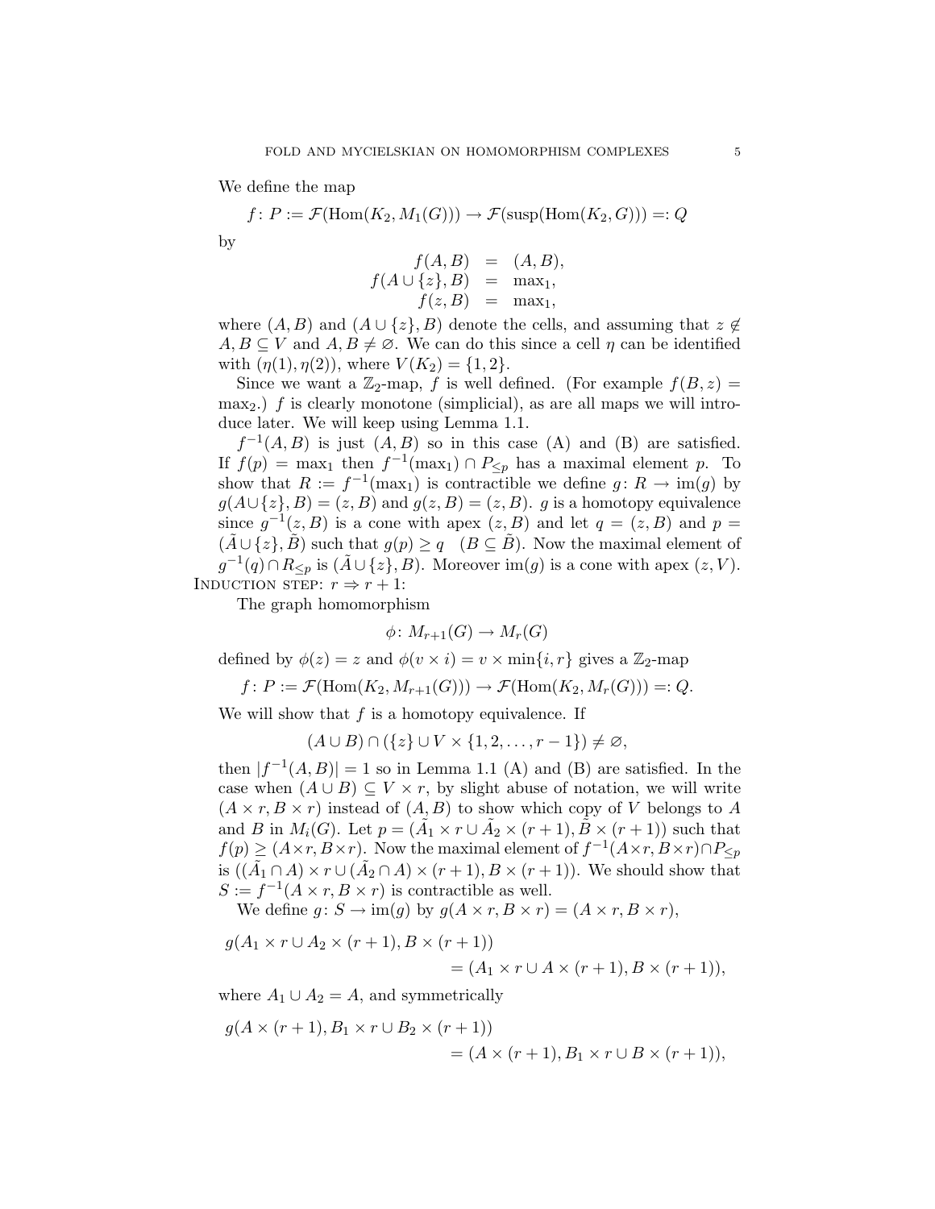We define the map

$$f\colon P := \mathcal{F}(\mathrm{Hom}(K_2, M_1(G))) \to \mathcal{F}(\mathrm{susp}(\mathrm{Hom}(K_2, G))) =: Q$$

by

$$\begin{aligned} f(A, B) &= (A, B), \\ f(A \cup \{z\}, B) &= \max{}_1, \\ f(z, B) &= \max{}_1, \end{aligned}$$

where $(A, B)$ and $(A \cup \{z\}, B)$ denote the cells, and assuming that $z \notin A, B \subseteq V$ and $A, B \neq \varnothing$. We can do this since a cell $\eta$ can be identified with $(\eta(1), \eta(2))$, where $V(K_2) = \{1, 2\}$.

Since we want a $\mathbb{Z}_2$-map, $f$ is well defined. (For example $f(B, z) = \max_2$.) $f$ is clearly monotone (simplicial), as are all maps we will introduce later. We will keep using Lemma 1.1.

$f^{-1}(A, B)$ is just $(A, B)$ so in this case (A) and (B) are satisfied. If $f(p) = \max_1$ then $f^{-1}(\max_1) \cap P_{\leq p}$ has a maximal element $p$. To show that $R := f^{-1}(\max_1)$ is contractible we define $g\colon R \to \mathrm{im}(g)$ by $g(A \cup \{z\}, B) = (z, B)$ and $g(z, B) = (z, B)$. $g$ is a homotopy equivalence since $g^{-1}(z, B)$ is a cone with apex $(z, B)$ and let $q = (z, B)$ and $p = (\tilde{A} \cup \{z\}, \tilde{B})$ such that $g(p) \geq q \quad (B \subseteq \tilde{B})$. Now the maximal element of $g^{-1}(q) \cap R_{\leq p}$ is $(\tilde{A} \cup \{z\}, B)$. Moreover $\mathrm{im}(g)$ is a cone with apex $(z, V)$.

Induction step: $r \Rightarrow r + 1$:

The graph homomorphism

$$\phi\colon M_{r+1}(G) \to M_r(G)$$

defined by $\phi(z) = z$ and $\phi(v \times i) = v \times \min\{i, r\}$ gives a $\mathbb{Z}_2$-map

$$f\colon P := \mathcal{F}(\mathrm{Hom}(K_2, M_{r+1}(G))) \to \mathcal{F}(\mathrm{Hom}(K_2, M_r(G))) =: Q.$$

We will show that $f$ is a homotopy equivalence. If

$$(A \cup B) \cap (\{z\} \cup V \times \{1, 2, \ldots, r-1\}) \neq \varnothing,$$

then $|f^{-1}(A, B)| = 1$ so in Lemma 1.1 (A) and (B) are satisfied. In the case when $(A \cup B) \subseteq V \times r$, by slight abuse of notation, we will write $(A \times r, B \times r)$ instead of $(A, B)$ to show which copy of $V$ belongs to $A$ and $B$ in $M_i(G)$. Let $p = (\tilde{A}_1 \times r \cup \tilde{A}_2 \times (r+1), \tilde{B} \times (r+1))$ such that $f(p) \geq (A \times r, B \times r)$. Now the maximal element of $f^{-1}(A \times r, B \times r) \cap P_{\leq p}$ is $((\tilde{A}_1 \cap A) \times r \cup (\tilde{A}_2 \cap A) \times (r+1), B \times (r+1))$. We should show that $S := f^{-1}(A \times r, B \times r)$ is contractible as well.

We define $g\colon S \to \mathrm{im}(g)$ by $g(A \times r, B \times r) = (A \times r, B \times r)$,

$$\begin{aligned} g(A_1 \times r \cup A_2 \times (r+1), B \times (r+1)) \\ = (A_1 \times r \cup A \times (r+1), B \times (r+1)), \end{aligned}$$

where $A_1 \cup A_2 = A$, and symmetrically

$$\begin{aligned} g(A \times (r+1), B_1 \times r \cup B_2 \times (r+1)) \\ = (A \times (r+1), B_1 \times r \cup B \times (r+1)), \end{aligned}$$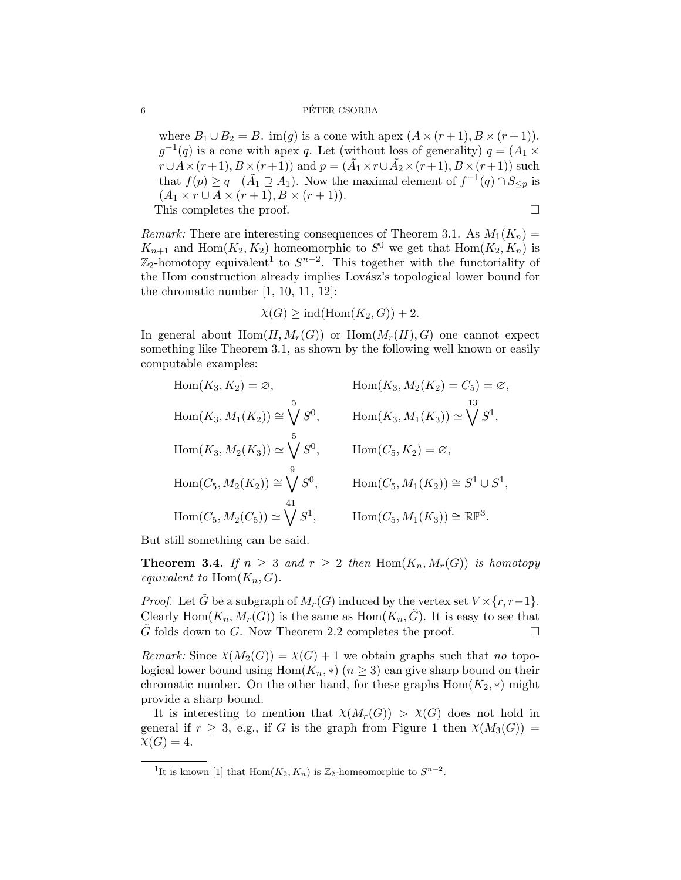where $B_1 \cup B_2 = B$. $\mathrm{im}(g)$ is a cone with apex $(A \times (r+1), B \times (r+1))$. $g^{-1}(q)$ is a cone with apex $q$. Let (without loss of generality) $q = (A_1 \times r \cup A \times (r+1), B \times (r+1))$ and $p = (\tilde{A}_1 \times r \cup \tilde{A}_2 \times (r+1), B \times (r+1))$ such that $f(p) \geq q \quad (\tilde{A}_1 \supseteq A_1)$. Now the maximal element of $f^{-1}(q) \cap S_{\leq p}$ is $(A_1 \times r \cup A \times (r+1), B \times (r+1))$.

This completes the proof. □

*Remark:* There are interesting consequences of Theorem 3.1. As $M_1(K_n) = K_{n+1}$ and $\mathrm{Hom}(K_2, K_2)$ homeomorphic to $S^0$ we get that $\mathrm{Hom}(K_2, K_n)$ is $\mathbb{Z}_2$-homotopy equivalent[1] to $S^{n-2}$. This together with the functoriality of the Hom construction already implies Lovász's topological lower bound for the chromatic number [1, 10, 11, 12]:

$$\chi(G) \geq \mathrm{ind}(\mathrm{Hom}(K_2, G)) + 2.$$

In general about $\mathrm{Hom}(H, M_r(G))$ or $\mathrm{Hom}(M_r(H), G)$ one cannot expect something like Theorem 3.1, as shown by the following well known or easily computable examples:

$$
\begin{array}{ll}
\mathrm{Hom}(K_3, K_2) = \varnothing, & \mathrm{Hom}(K_3, M_2(K_2) = C_5) = \varnothing, \\
\mathrm{Hom}(K_3, M_1(K_2)) \cong \bigvee^{5} S^0, & \mathrm{Hom}(K_3, M_1(K_3)) \simeq \bigvee^{13} S^1, \\
\mathrm{Hom}(K_3, M_2(K_3)) \simeq \bigvee^{5} S^0, & \mathrm{Hom}(C_5, K_2) = \varnothing, \\
\mathrm{Hom}(C_5, M_2(K_2)) \cong \bigvee^{9} S^0, & \mathrm{Hom}(C_5, M_1(K_2)) \cong S^1 \cup S^1, \\
\mathrm{Hom}(C_5, M_2(C_5)) \simeq \bigvee^{41} S^1, & \mathrm{Hom}(C_5, M_1(K_3)) \cong \mathbb{RP}^3.
\end{array}
$$

But still something can be said.

**Theorem 3.4.** *If $n \geq 3$ and $r \geq 2$ then $\mathrm{Hom}(K_n, M_r(G))$ is homotopy equivalent to $\mathrm{Hom}(K_n, G)$.*

*Proof.* Let $\tilde{G}$ be a subgraph of $M_r(G)$ induced by the vertex set $V \times \{r, r-1\}$. Clearly $\mathrm{Hom}(K_n, M_r(G))$ is the same as $\mathrm{Hom}(K_n, \tilde{G})$. It is easy to see that $\tilde{G}$ folds down to $G$. Now Theorem 2.2 completes the proof. □

*Remark:* Since $\chi(M_2(G)) = \chi(G) + 1$ we obtain graphs such that *no* topological lower bound using $\mathrm{Hom}(K_n, *)$ $(n \geq 3)$ can give sharp bound on their chromatic number. On the other hand, for these graphs $\mathrm{Hom}(K_2, *)$ might provide a sharp bound.

It is interesting to mention that $\chi(M_r(G)) > \chi(G)$ does not hold in general if $r \geq 3$, e.g., if $G$ is the graph from Figure 1 then $\chi(M_3(G)) = \chi(G) = 4$.

[1] It is known [1] that $\mathrm{Hom}(K_2, K_n)$ is $\mathbb{Z}_2$-homeomorphic to $S^{n-2}$.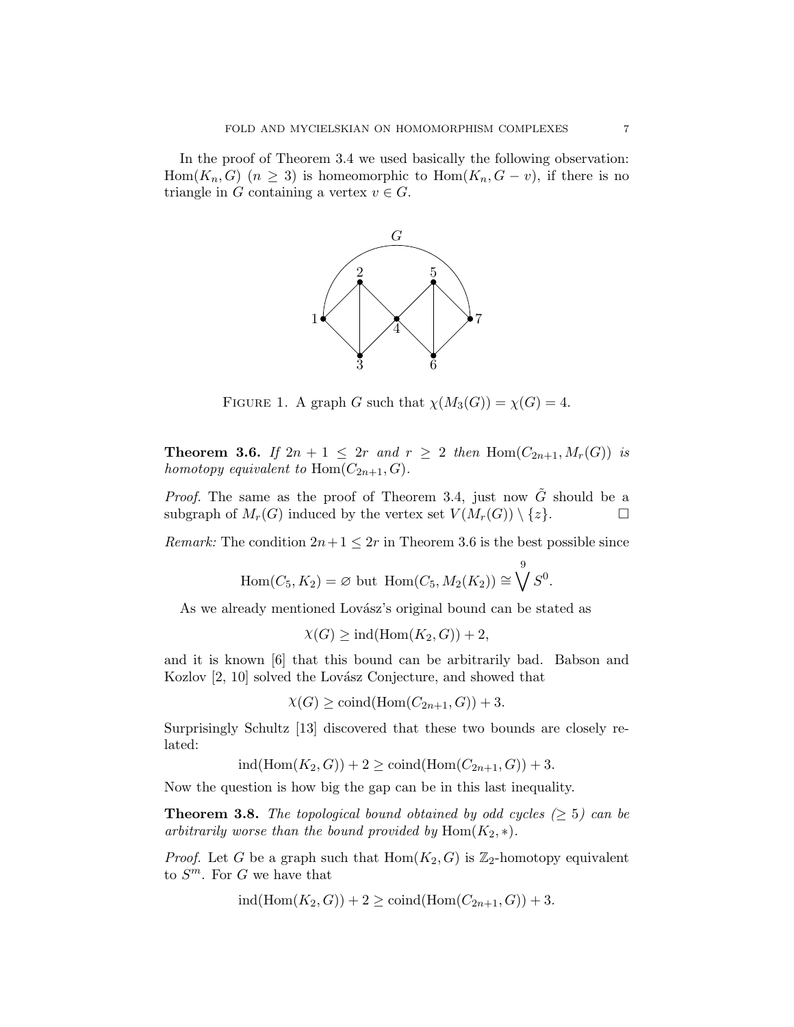In the proof of Theorem 3.4 we used basically the following observation: $\mathrm{Hom}(K_n, G)$ $(n \geq 3)$ is homeomorphic to $\mathrm{Hom}(K_n, G - v)$, if there is no triangle in $G$ containing a vertex $v \in G$.

FIGURE 1. A graph $G$ such that $\chi(M_3(G)) = \chi(G) = 4$.

**Theorem 3.6.** *If $2n + 1 \leq 2r$ and $r \geq 2$ then $\mathrm{Hom}(C_{2n+1}, M_r(G))$ is homotopy equivalent to $\mathrm{Hom}(C_{2n+1}, G)$.*

*Proof.* The same as the proof of Theorem 3.4, just now $\tilde{G}$ should be a subgraph of $M_r(G)$ induced by the vertex set $V(M_r(G)) \setminus \{z\}$. $\square$

*Remark:* The condition $2n+1 \leq 2r$ in Theorem 3.6 is the best possible since

$$\mathrm{Hom}(C_5, K_2) = \varnothing \text{ but } \mathrm{Hom}(C_5, M_2(K_2)) \cong \bigvee^{9} S^0.$$

As we already mentioned Lovász's original bound can be stated as

$$\chi(G) \geq \mathrm{ind}(\mathrm{Hom}(K_2, G)) + 2,$$

and it is known [6] that this bound can be arbitrarily bad. Babson and Kozlov [2, 10] solved the Lovász Conjecture, and showed that

$$\chi(G) \geq \mathrm{coind}(\mathrm{Hom}(C_{2n+1}, G)) + 3.$$

Surprisingly Schultz [13] discovered that these two bounds are closely related:

$$\mathrm{ind}(\mathrm{Hom}(K_2, G)) + 2 \geq \mathrm{coind}(\mathrm{Hom}(C_{2n+1}, G)) + 3.$$

Now the question is how big the gap can be in this last inequality.

**Theorem 3.8.** *The topological bound obtained by odd cycles ($\geq 5$) can be arbitrarily worse than the bound provided by $\mathrm{Hom}(K_2, *)$.*

*Proof.* Let $G$ be a graph such that $\mathrm{Hom}(K_2, G)$ is $\mathbb{Z}_2$-homotopy equivalent to $S^m$. For $G$ we have that

$$\mathrm{ind}(\mathrm{Hom}(K_2, G)) + 2 \geq \mathrm{coind}(\mathrm{Hom}(C_{2n+1}, G)) + 3.$$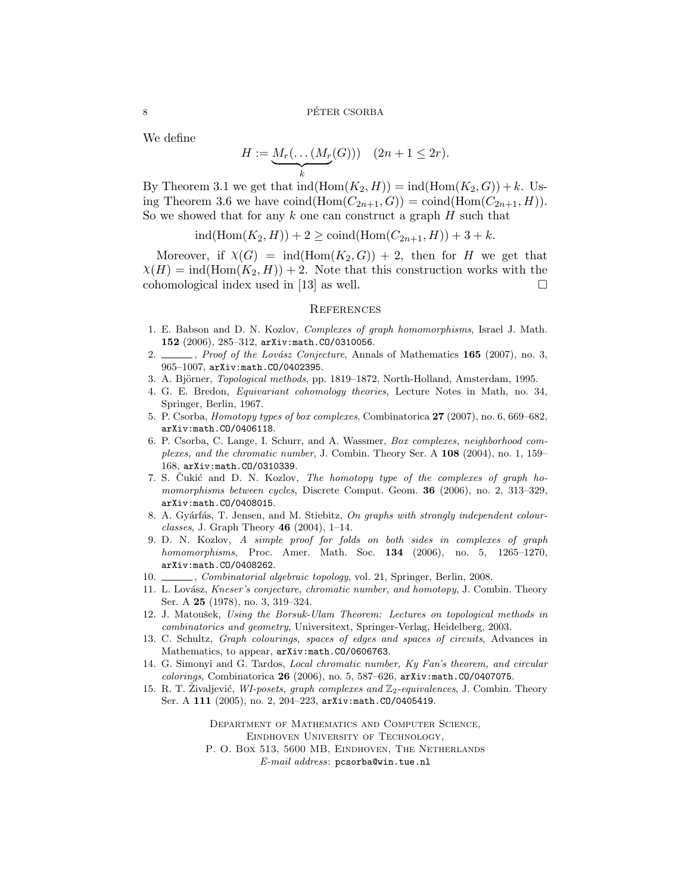We define

$$H := \underbrace{M_r(\ldots(M_r}_{k}(G))) \quad (2n+1 \leq 2r).$$

By Theorem 3.1 we get that $\text{ind}(\text{Hom}(K_2, H)) = \text{ind}(\text{Hom}(K_2, G)) + k$. Using Theorem 3.6 we have $\text{coind}(\text{Hom}(C_{2n+1}, G)) = \text{coind}(\text{Hom}(C_{2n+1}, H))$. So we showed that for any $k$ one can construct a graph $H$ such that

$$\text{ind}(\text{Hom}(K_2, H)) + 2 \geq \text{coind}(\text{Hom}(C_{2n+1}, H)) + 3 + k.$$

Moreover, if $\chi(G) = \text{ind}(\text{Hom}(K_2, G)) + 2$, then for $H$ we get that $\chi(H) = \text{ind}(\text{Hom}(K_2, H)) + 2$. Note that this construction works with the cohomological index used in [13] as well. □

## References

1. E. Babson and D. N. Kozlov, *Complexes of graph homomorphisms*, Israel J. Math. **152** (2006), 285–312, arXiv:math.CO/0310056.
2. ______, *Proof of the Lovász Conjecture*, Annals of Mathematics **165** (2007), no. 3, 965–1007, arXiv:math.CO/0402395.
3. A. Björner, *Topological methods*, pp. 1819–1872, North-Holland, Amsterdam, 1995.
4. G. E. Bredon, *Equivariant cohomology theories*, Lecture Notes in Math, no. 34, Springer, Berlin, 1967.
5. P. Csorba, *Homotopy types of box complexes*, Combinatorica **27** (2007), no. 6, 669–682, arXiv:math.CO/0406118.
6. P. Csorba, C. Lange, I. Schurr, and A. Wassmer, *Box complexes, neighborhood complexes, and the chromatic number*, J. Combin. Theory Ser. A **108** (2004), no. 1, 159–168, arXiv:math.CO/0310339.
7. S. Čukić and D. N. Kozlov, *The homotopy type of the complexes of graph homomorphisms between cycles*, Discrete Comput. Geom. **36** (2006), no. 2, 313–329, arXiv:math.CO/0408015.
8. A. Gyárfás, T. Jensen, and M. Stiebitz, *On graphs with strongly independent colourclasses*, J. Graph Theory **46** (2004), 1–14.
9. D. N. Kozlov, *A simple proof for folds on both sides in complexes of graph homomorphisms*, Proc. Amer. Math. Soc. **134** (2006), no. 5, 1265–1270, arXiv:math.CO/0408262.
10. ______, *Combinatorial algebraic topology*, vol. 21, Springer, Berlin, 2008.
11. L. Lovász, *Kneser's conjecture, chromatic number, and homotopy*, J. Combin. Theory Ser. A **25** (1978), no. 3, 319–324.
12. J. Matoušek, *Using the Borsuk-Ulam Theorem: Lectures on topological methods in combinatorics and geometry*, Universitext, Springer-Verlag, Heidelberg, 2003.
13. C. Schultz, *Graph colourings, spaces of edges and spaces of circuits*, Advances in Mathematics, to appear, arXiv:math.CO/0606763.
14. G. Simonyi and G. Tardos, *Local chromatic number, Ky Fan's theorem, and circular colorings*, Combinatorica **26** (2006), no. 5, 587–626, arXiv:math.CO/0407075.
15. R. T. Živaljević, *WI-posets, graph complexes and $\mathbb{Z}_2$-equivalences*, J. Combin. Theory Ser. A **111** (2005), no. 2, 204–223, arXiv:math.CO/0405419.

Department of Mathematics and Computer Science,
Eindhoven University of Technology,
P. O. Box 513, 5600 MB, Eindhoven, The Netherlands
*E-mail address*: pcsorba@win.tue.nl